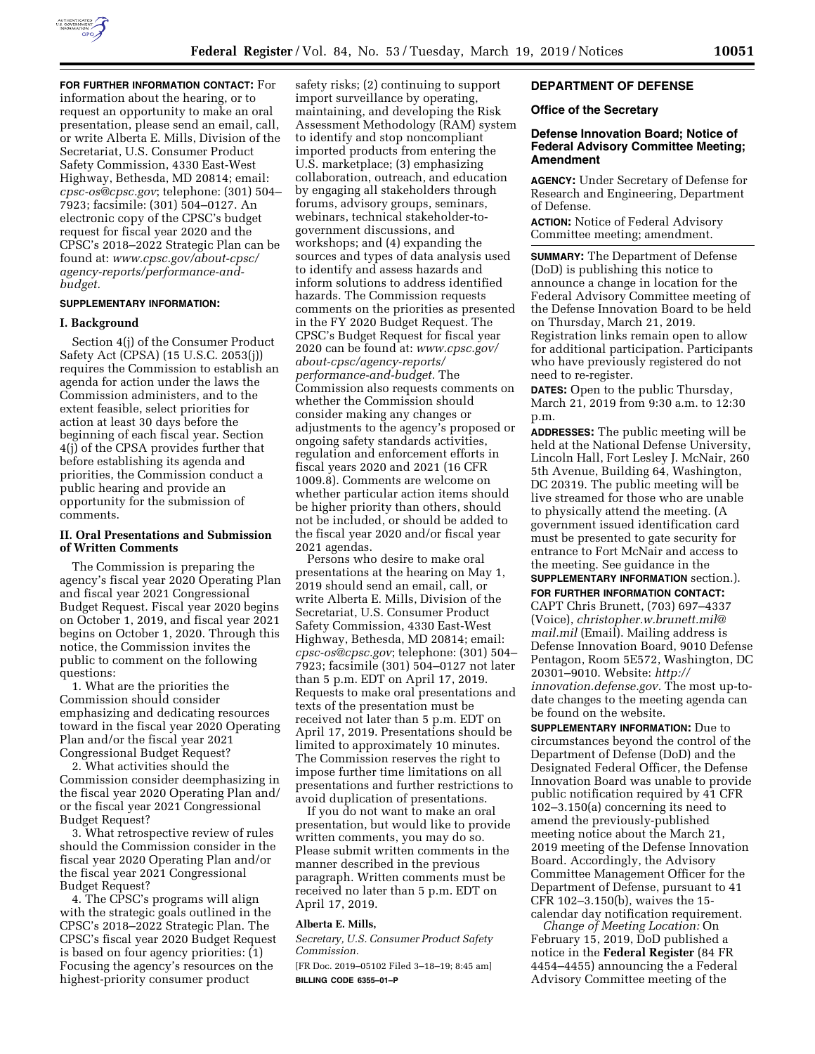**FOR FURTHER INFORMATION CONTACT:** For information about the hearing, or to request an opportunity to make an oral presentation, please send an email, call, or write Alberta E. Mills, Division of the Secretariat, U.S. Consumer Product Safety Commission, 4330 East-West Highway, Bethesda, MD 20814; email: *cpsc-os@cpsc.gov*; telephone: (301) 504–7923; facsimile: (301) 504–0127. An electronic copy of the CPSC's budget request for fiscal year 2020 and the CPSC's 2018–2022 Strategic Plan can be found at: *www.cpsc.gov/about-cpsc/agency-reports/performance-and-budget.*

**SUPPLEMENTARY INFORMATION:**

## I. Background

Section 4(j) of the Consumer Product Safety Act (CPSA) (15 U.S.C. 2053(j)) requires the Commission to establish an agenda for action under the laws the Commission administers, and to the extent feasible, select priorities for action at least 30 days before the beginning of each fiscal year. Section 4(j) of the CPSA provides further that before establishing its agenda and priorities, the Commission conduct a public hearing and provide an opportunity for the submission of comments.

## II. Oral Presentations and Submission of Written Comments

The Commission is preparing the agency's fiscal year 2020 Operating Plan and fiscal year 2021 Congressional Budget Request. Fiscal year 2020 begins on October 1, 2019, and fiscal year 2021 begins on October 1, 2020. Through this notice, the Commission invites the public to comment on the following questions:

1. What are the priorities the Commission should consider emphasizing and dedicating resources toward in the fiscal year 2020 Operating Plan and/or the fiscal year 2021 Congressional Budget Request?

2. What activities should the Commission consider deemphasizing in the fiscal year 2020 Operating Plan and/or the fiscal year 2021 Congressional Budget Request?

3. What retrospective review of rules should the Commission consider in the fiscal year 2020 Operating Plan and/or the fiscal year 2021 Congressional Budget Request?

4. The CPSC's programs will align with the strategic goals outlined in the CPSC's 2018–2022 Strategic Plan. The CPSC's fiscal year 2020 Budget Request is based on four agency priorities: (1) Focusing the agency's resources on the highest-priority consumer product safety risks; (2) continuing to support import surveillance by operating, maintaining, and developing the Risk Assessment Methodology (RAM) system to identify and stop noncompliant imported products from entering the U.S. marketplace; (3) emphasizing collaboration, outreach, and education by engaging all stakeholders through forums, advisory groups, seminars, webinars, technical stakeholder-to-government discussions, and workshops; and (4) expanding the sources and types of data analysis used to identify and assess hazards and inform solutions to address identified hazards. The Commission requests comments on the priorities as presented in the FY 2020 Budget Request. The CPSC's Budget Request for fiscal year 2020 can be found at: *www.cpsc.gov/about-cpsc/agency-reports/performance-and-budget.* The Commission also requests comments on whether the Commission should consider making any changes or adjustments to the agency's proposed or ongoing safety standards activities, regulation and enforcement efforts in fiscal years 2020 and 2021 (16 CFR 1009.8). Comments are welcome on whether particular action items should be higher priority than others, should not be included, or should be added to the fiscal year 2020 and/or fiscal year 2021 agendas.

Persons who desire to make oral presentations at the hearing on May 1, 2019 should send an email, call, or write Alberta E. Mills, Division of the Secretariat, U.S. Consumer Product Safety Commission, 4330 East-West Highway, Bethesda, MD 20814; email: *cpsc-os@cpsc.gov*; telephone: (301) 504–7923; facsimile (301) 504–0127 not later than 5 p.m. EDT on April 17, 2019. Requests to make oral presentations and texts of the presentation must be received not later than 5 p.m. EDT on April 17, 2019. Presentations should be limited to approximately 10 minutes. The Commission reserves the right to impose further time limitations on all presentations and further restrictions to avoid duplication of presentations.

If you do not want to make an oral presentation, but would like to provide written comments, you may do so. Please submit written comments in the manner described in the previous paragraph. Written comments must be received no later than 5 p.m. EDT on April 17, 2019.

**Alberta E. Mills,**

*Secretary, U.S. Consumer Product Safety Commission.*

[FR Doc. 2019–05102 Filed 3–18–19; 8:45 am]

**BILLING CODE 6355–01–P**

# DEPARTMENT OF DEFENSE

## Office of the Secretary

## Defense Innovation Board; Notice of Federal Advisory Committee Meeting; Amendment

**AGENCY:** Under Secretary of Defense for Research and Engineering, Department of Defense.

**ACTION:** Notice of Federal Advisory Committee meeting; amendment.

**SUMMARY:** The Department of Defense (DoD) is publishing this notice to announce a change in location for the Federal Advisory Committee meeting of the Defense Innovation Board to be held on Thursday, March 21, 2019. Registration links remain open to allow for additional participation. Participants who have previously registered do not need to re-register.

**DATES:** Open to the public Thursday, March 21, 2019 from 9:30 a.m. to 12:30 p.m.

**ADDRESSES:** The public meeting will be held at the National Defense University, Lincoln Hall, Fort Lesley J. McNair, 260 5th Avenue, Building 64, Washington, DC 20319. The public meeting will be live streamed for those who are unable to physically attend the meeting. (A government issued identification card must be presented to gate security for entrance to Fort McNair and access to the meeting. See guidance in the **SUPPLEMENTARY INFORMATION** section.).

**FOR FURTHER INFORMATION CONTACT:** CAPT Chris Brunett, (703) 697–4337 (Voice), *christopher.w.brunett.mil@mail.mil* (Email). Mailing address is Defense Innovation Board, 9010 Defense Pentagon, Room 5E572, Washington, DC 20301–9010. Website: *http://innovation.defense.gov.* The most up-to-date changes to the meeting agenda can be found on the website.

**SUPPLEMENTARY INFORMATION:** Due to circumstances beyond the control of the Department of Defense (DoD) and the Designated Federal Officer, the Defense Innovation Board was unable to provide public notification required by 41 CFR 102–3.150(a) concerning its need to amend the previously-published meeting notice about the March 21, 2019 meeting of the Defense Innovation Board. Accordingly, the Advisory Committee Management Officer for the Department of Defense, pursuant to 41 CFR 102–3.150(b), waives the 15-calendar day notification requirement.

*Change of Meeting Location:* On February 15, 2019, DoD published a notice in the **Federal Register** (84 FR 4454–4455) announcing the a Federal Advisory Committee meeting of the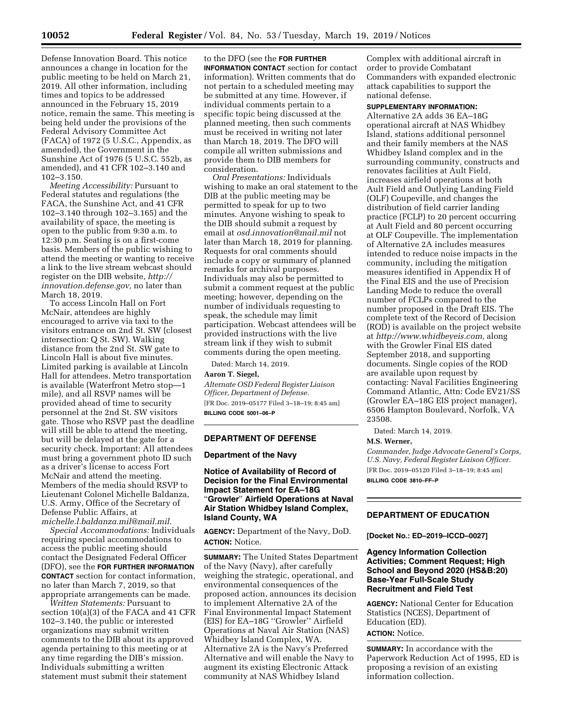Defense Innovation Board. This notice announces a change in location for the public meeting to be held on March 21, 2019. All other information, including times and topics to be addressed announced in the February 15, 2019 notice, remain the same. This meeting is being held under the provisions of the Federal Advisory Committee Act (FACA) of 1972 (5 U.S.C., Appendix, as amended), the Government in the Sunshine Act of 1976 (5 U.S.C. 552b, as amended), and 41 CFR 102–3.140 and 102–3.150.

*Meeting Accessibility:* Pursuant to Federal statutes and regulations (the FACA, the Sunshine Act, and 41 CFR 102–3.140 through 102–3.165) and the availability of space, the meeting is open to the public from 9:30 a.m. to 12:30 p.m. Seating is on a first-come basis. Members of the public wishing to attend the meeting or wanting to receive a link to the live stream webcast should register on the DIB website, *http://innovation.defense.gov,* no later than March 18, 2019.

To access Lincoln Hall on Fort McNair, attendees are highly encouraged to arrive via taxi to the visitors entrance on 2nd St. SW (closest intersection: Q St. SW). Walking distance from the 2nd St. SW gate to Lincoln Hall is about five minutes. Limited parking is available at Lincoln Hall for attendees. Metro transportation is available (Waterfront Metro stop—1 mile), and all RSVP names will be provided ahead of time to security personnel at the 2nd St. SW visitors gate. Those who RSVP past the deadline will still be able to attend the meeting, but will be delayed at the gate for a security check. Important: All attendees must bring a government photo ID such as a driver's license to access Fort McNair and attend the meeting. Members of the media should RSVP to Lieutenant Colonel Michelle Baldanza, U.S. Army, Office of the Secretary of Defense Public Affairs, at *michelle.l.baldanza.mil@mail.mil.*

*Special Accommodations:* Individuals requiring special accommodations to access the public meeting should contact the Designated Federal Officer (DFO), see the **FOR FURTHER INFORMATION CONTACT** section for contact information, no later than March 7, 2019, so that appropriate arrangements can be made.

*Written Statements:* Pursuant to section 10(a)(3) of the FACA and 41 CFR 102–3.140, the public or interested organizations may submit written comments to the DIB about its approved agenda pertaining to this meeting or at any time regarding the DIB's mission. Individuals submitting a written statement must submit their statement to the DFO (see the **FOR FURTHER INFORMATION CONTACT** section for contact information). Written comments that do not pertain to a scheduled meeting may be submitted at any time. However, if individual comments pertain to a specific topic being discussed at the planned meeting, then such comments must be received in writing not later than March 18, 2019. The DFO will compile all written submissions and provide them to DIB members for consideration.

*Oral Presentations:* Individuals wishing to make an oral statement to the DIB at the public meeting may be permitted to speak for up to two minutes. Anyone wishing to speak to the DIB should submit a request by email at *osd.innovation@mail.mil* not later than March 18, 2019 for planning. Requests for oral comments should include a copy or summary of planned remarks for archival purposes. Individuals may also be permitted to submit a comment request at the public meeting; however, depending on the number of individuals requesting to speak, the schedule may limit participation. Webcast attendees will be provided instructions with the live stream link if they wish to submit comments during the open meeting.

Dated: March 14, 2019.

**Aaron T. Siegel,**

*Alternate OSD Federal Register Liaison Officer, Department of Defense.*

[FR Doc. 2019–05177 Filed 3–18–19; 8:45 am]

**BILLING CODE 5001–06–P**

## DEPARTMENT OF DEFENSE

### Department of the Navy

### Notice of Availability of Record of Decision for the Final Environmental Impact Statement for EA–18G "Growler" Airfield Operations at Naval Air Station Whidbey Island Complex, Island County, WA

**AGENCY:** Department of the Navy, DoD.

**ACTION:** Notice.

**SUMMARY:** The United States Department of the Navy (Navy), after carefully weighing the strategic, operational, and environmental consequences of the proposed action, announces its decision to implement Alternative 2A of the Final Environmental Impact Statement (EIS) for EA–18G "Growler" Airfield Operations at Naval Air Station (NAS) Whidbey Island Complex, WA. Alternative 2A is the Navy's Preferred Alternative and will enable the Navy to augment its existing Electronic Attack community at NAS Whidbey Island Complex with additional aircraft in order to provide Combatant Commanders with expanded electronic attack capabilities to support the national defense.

**SUPPLEMENTARY INFORMATION:** Alternative 2A adds 36 EA–18G operational aircraft at NAS Whidbey Island, stations additional personnel and their family members at the NAS Whidbey Island complex and in the surrounding community, constructs and renovates facilities at Ault Field, increases airfield operations at both Ault Field and Outlying Landing Field (OLF) Coupeville, and changes the distribution of field carrier landing practice (FCLP) to 20 percent occurring at Ault Field and 80 percent occurring at OLF Coupeville. The implementation of Alternative 2A includes measures intended to reduce noise impacts in the community, including the mitigation measures identified in Appendix H of the Final EIS and the use of Precision Landing Mode to reduce the overall number of FCLPs compared to the number proposed in the Draft EIS. The complete text of the Record of Decision (ROD) is available on the project website at *http://www.whidbeyeis.com,* along with the Growler Final EIS dated September 2018, and supporting documents. Single copies of the ROD are available upon request by contacting: Naval Facilities Engineering Command Atlantic, Attn: Code EV21/SS (Growler EA–18G EIS project manager), 6506 Hampton Boulevard, Norfolk, VA 23508.

Dated: March 14, 2019.

**M.S. Werner,**

*Commander, Judge Advocate General's Corps, U.S. Navy, Federal Register Liaison Officer.*

[FR Doc. 2019–05120 Filed 3–18–19; 8:45 am]

**BILLING CODE 3810–FF–P**

## DEPARTMENT OF EDUCATION

**[Docket No.: ED–2019–ICCD–0027]**

### Agency Information Collection Activities; Comment Request; High School and Beyond 2020 (HS&B:20) Base-Year Full-Scale Study Recruitment and Field Test

**AGENCY:** National Center for Education Statistics (NCES), Department of Education (ED).

**ACTION:** Notice.

**SUMMARY:** In accordance with the Paperwork Reduction Act of 1995, ED is proposing a revision of an existing information collection.